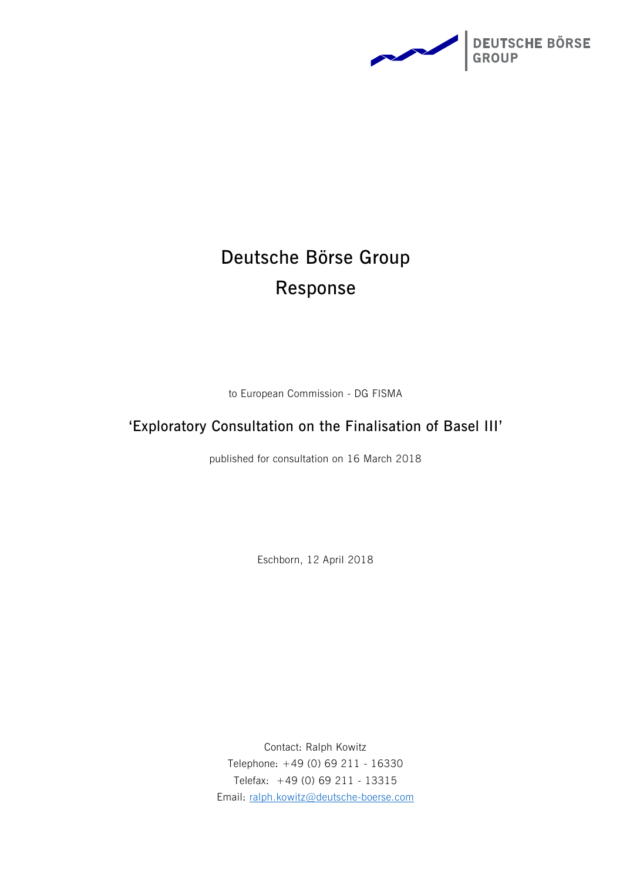DEUTSCHE BÖRSE GROUP

# Deutsche Börse Group Response

to European Commission - DG FISMA

## 'Exploratory Consultation on the Finalisation of Basel III'

published for consultation on 16 March 2018

Eschborn, 12 April 2018

Contact: Ralph Kowitz
Telephone: +49 (0) 69 211 - 16330
Telefax: +49 (0) 69 211 - 13315
Email: ralph.kowitz@deutsche-boerse.com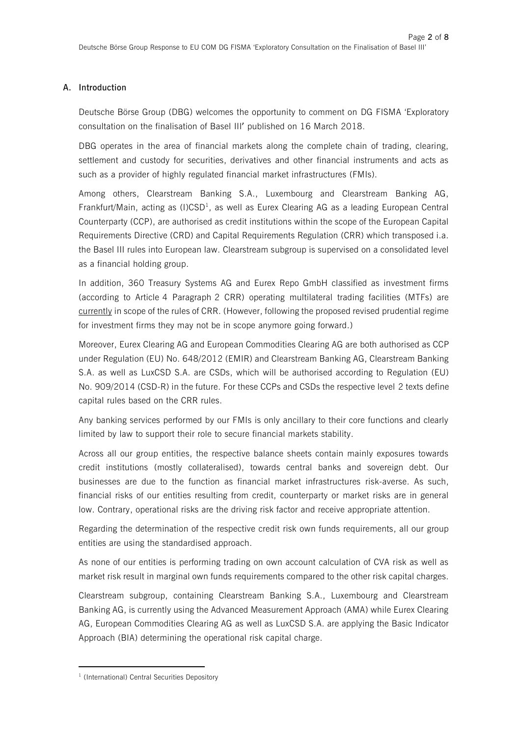## A. Introduction

Deutsche Börse Group (DBG) welcomes the opportunity to comment on DG FISMA 'Exploratory consultation on the finalisation of Basel III' published on 16 March 2018.

DBG operates in the area of financial markets along the complete chain of trading, clearing, settlement and custody for securities, derivatives and other financial instruments and acts as such as a provider of highly regulated financial market infrastructures (FMIs).

Among others, Clearstream Banking S.A., Luxembourg and Clearstream Banking AG, Frankfurt/Main, acting as (I)CSD[1], as well as Eurex Clearing AG as a leading European Central Counterparty (CCP), are authorised as credit institutions within the scope of the European Capital Requirements Directive (CRD) and Capital Requirements Regulation (CRR) which transposed i.a. the Basel III rules into European law. Clearstream subgroup is supervised on a consolidated level as a financial holding group.

In addition, 360 Treasury Systems AG and Eurex Repo GmbH classified as investment firms (according to Article 4 Paragraph 2 CRR) operating multilateral trading facilities (MTFs) are currently in scope of the rules of CRR. (However, following the proposed revised prudential regime for investment firms they may not be in scope anymore going forward.)

Moreover, Eurex Clearing AG and European Commodities Clearing AG are both authorised as CCP under Regulation (EU) No. 648/2012 (EMIR) and Clearstream Banking AG, Clearstream Banking S.A. as well as LuxCSD S.A. are CSDs, which will be authorised according to Regulation (EU) No. 909/2014 (CSD-R) in the future. For these CCPs and CSDs the respective level 2 texts define capital rules based on the CRR rules.

Any banking services performed by our FMIs is only ancillary to their core functions and clearly limited by law to support their role to secure financial markets stability.

Across all our group entities, the respective balance sheets contain mainly exposures towards credit institutions (mostly collateralised), towards central banks and sovereign debt. Our businesses are due to the function as financial market infrastructures risk-averse. As such, financial risks of our entities resulting from credit, counterparty or market risks are in general low. Contrary, operational risks are the driving risk factor and receive appropriate attention.

Regarding the determination of the respective credit risk own funds requirements, all our group entities are using the standardised approach.

As none of our entities is performing trading on own account calculation of CVA risk as well as market risk result in marginal own funds requirements compared to the other risk capital charges.

Clearstream subgroup, containing Clearstream Banking S.A., Luxembourg and Clearstream Banking AG, is currently using the Advanced Measurement Approach (AMA) while Eurex Clearing AG, European Commodities Clearing AG as well as LuxCSD S.A. are applying the Basic Indicator Approach (BIA) determining the operational risk capital charge.

---

[1] (International) Central Securities Depository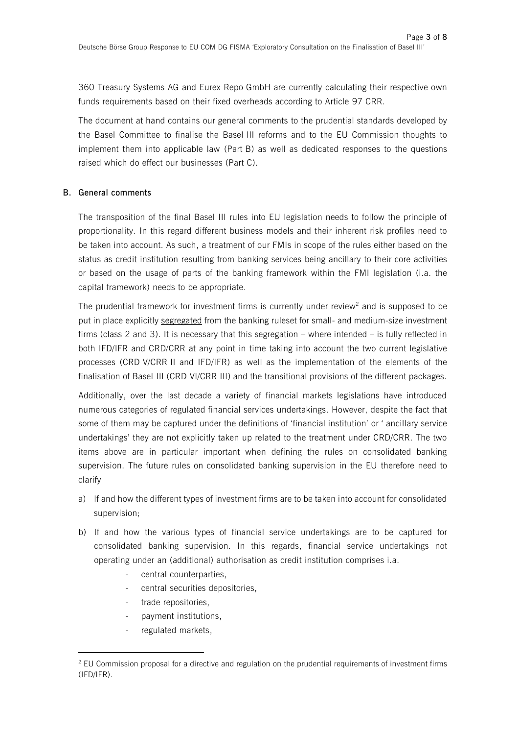360 Treasury Systems AG and Eurex Repo GmbH are currently calculating their respective own funds requirements based on their fixed overheads according to Article 97 CRR.

The document at hand contains our general comments to the prudential standards developed by the Basel Committee to finalise the Basel III reforms and to the EU Commission thoughts to implement them into applicable law (Part B) as well as dedicated responses to the questions raised which do effect our businesses (Part C).

## B. General comments

The transposition of the final Basel III rules into EU legislation needs to follow the principle of proportionality. In this regard different business models and their inherent risk profiles need to be taken into account. As such, a treatment of our FMIs in scope of the rules either based on the status as credit institution resulting from banking services being ancillary to their core activities or based on the usage of parts of the banking framework within the FMI legislation (i.a. the capital framework) needs to be appropriate.

The prudential framework for investment firms is currently under review[2] and is supposed to be put in place explicitly segregated from the banking ruleset for small- and medium-size investment firms (class 2 and 3). It is necessary that this segregation – where intended – is fully reflected in both IFD/IFR and CRD/CRR at any point in time taking into account the two current legislative processes (CRD V/CRR II and IFD/IFR) as well as the implementation of the elements of the finalisation of Basel III (CRD VI/CRR III) and the transitional provisions of the different packages.

Additionally, over the last decade a variety of financial markets legislations have introduced numerous categories of regulated financial services undertakings. However, despite the fact that some of them may be captured under the definitions of 'financial institution' or ' ancillary service undertakings' they are not explicitly taken up related to the treatment under CRD/CRR. The two items above are in particular important when defining the rules on consolidated banking supervision. The future rules on consolidated banking supervision in the EU therefore need to clarify

a) If and how the different types of investment firms are to be taken into account for consolidated supervision;

b) If and how the various types of financial service undertakings are to be captured for consolidated banking supervision. In this regards, financial service undertakings not operating under an (additional) authorisation as credit institution comprises i.a.
    - central counterparties,
    - central securities depositories,
    - trade repositories,
    - payment institutions,
    - regulated markets,

---

[2] EU Commission proposal for a directive and regulation on the prudential requirements of investment firms (IFD/IFR).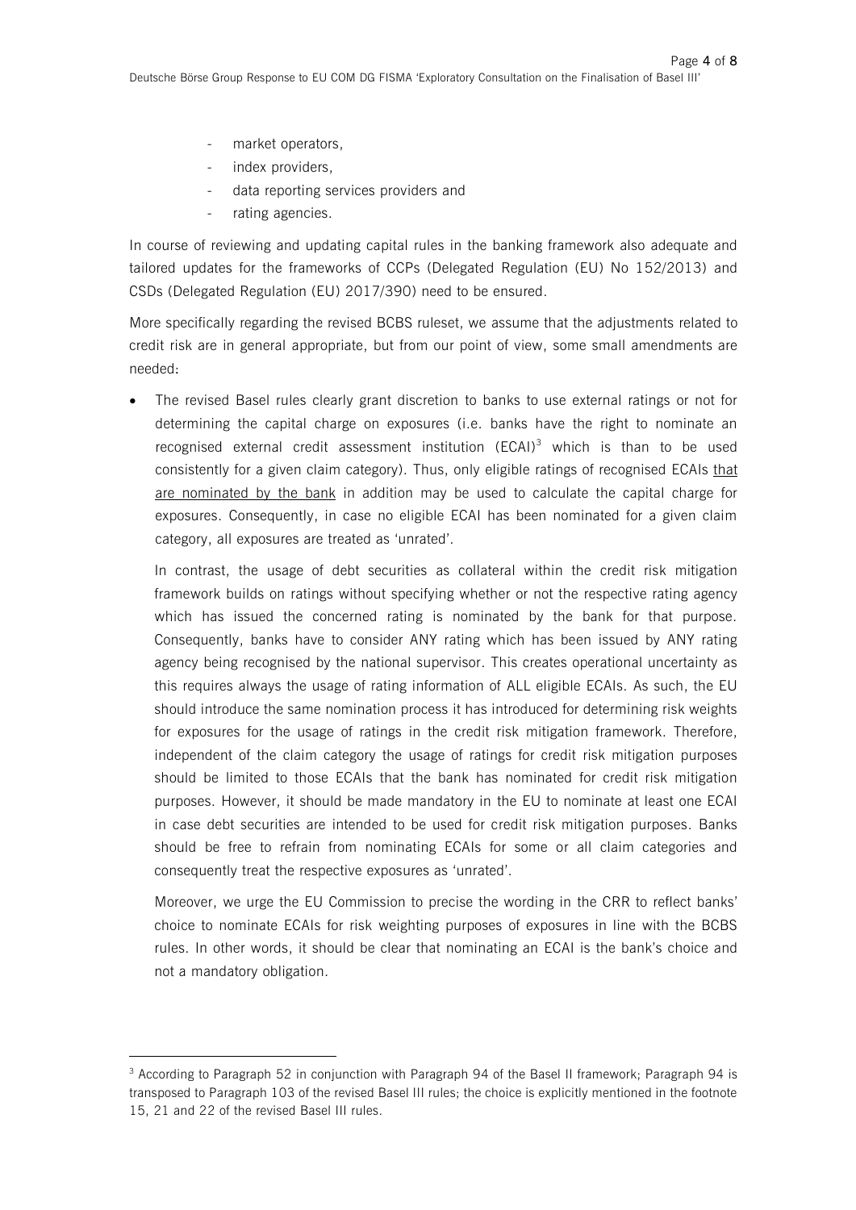- market operators,
- index providers,
- data reporting services providers and
- rating agencies.

In course of reviewing and updating capital rules in the banking framework also adequate and tailored updates for the frameworks of CCPs (Delegated Regulation (EU) No 152/2013) and CSDs (Delegated Regulation (EU) 2017/390) need to be ensured.

More specifically regarding the revised BCBS ruleset, we assume that the adjustments related to credit risk are in general appropriate, but from our point of view, some small amendments are needed:

- The revised Basel rules clearly grant discretion to banks to use external ratings or not for determining the capital charge on exposures (i.e. banks have the right to nominate an recognised external credit assessment institution (ECAI)[3] which is than to be used consistently for a given claim category). Thus, only eligible ratings of recognised ECAIs <u>that are nominated by the bank</u> in addition may be used to calculate the capital charge for exposures. Consequently, in case no eligible ECAI has been nominated for a given claim category, all exposures are treated as 'unrated'.

  In contrast, the usage of debt securities as collateral within the credit risk mitigation framework builds on ratings without specifying whether or not the respective rating agency which has issued the concerned rating is nominated by the bank for that purpose. Consequently, banks have to consider ANY rating which has been issued by ANY rating agency being recognised by the national supervisor. This creates operational uncertainty as this requires always the usage of rating information of ALL eligible ECAIs. As such, the EU should introduce the same nomination process it has introduced for determining risk weights for exposures for the usage of ratings in the credit risk mitigation framework. Therefore, independent of the claim category the usage of ratings for credit risk mitigation purposes should be limited to those ECAIs that the bank has nominated for credit risk mitigation purposes. However, it should be made mandatory in the EU to nominate at least one ECAI in case debt securities are intended to be used for credit risk mitigation purposes. Banks should be free to refrain from nominating ECAIs for some or all claim categories and consequently treat the respective exposures as 'unrated'.

  Moreover, we urge the EU Commission to precise the wording in the CRR to reflect banks' choice to nominate ECAIs for risk weighting purposes of exposures in line with the BCBS rules. In other words, it should be clear that nominating an ECAI is the bank's choice and not a mandatory obligation.

---

[3] According to Paragraph 52 in conjunction with Paragraph 94 of the Basel II framework; Paragraph 94 is transposed to Paragraph 103 of the revised Basel III rules; the choice is explicitly mentioned in the footnote 15, 21 and 22 of the revised Basel III rules.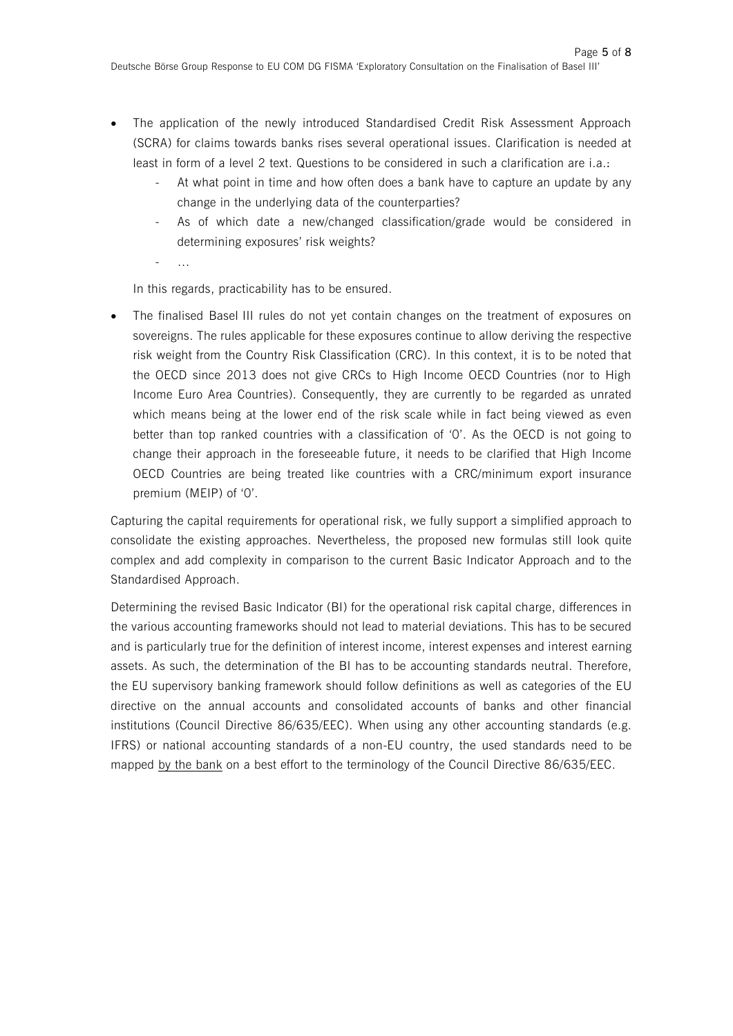- The application of the newly introduced Standardised Credit Risk Assessment Approach (SCRA) for claims towards banks rises several operational issues. Clarification is needed at least in form of a level 2 text. Questions to be considered in such a clarification are i.a.:
  - At what point in time and how often does a bank have to capture an update by any change in the underlying data of the counterparties?
  - As of which date a new/changed classification/grade would be considered in determining exposures' risk weights?
  - …

  In this regards, practicability has to be ensured.

- The finalised Basel III rules do not yet contain changes on the treatment of exposures on sovereigns. The rules applicable for these exposures continue to allow deriving the respective risk weight from the Country Risk Classification (CRC). In this context, it is to be noted that the OECD since 2013 does not give CRCs to High Income OECD Countries (nor to High Income Euro Area Countries). Consequently, they are currently to be regarded as unrated which means being at the lower end of the risk scale while in fact being viewed as even better than top ranked countries with a classification of '0'. As the OECD is not going to change their approach in the foreseeable future, it needs to be clarified that High Income OECD Countries are being treated like countries with a CRC/minimum export insurance premium (MEIP) of '0'.

Capturing the capital requirements for operational risk, we fully support a simplified approach to consolidate the existing approaches. Nevertheless, the proposed new formulas still look quite complex and add complexity in comparison to the current Basic Indicator Approach and to the Standardised Approach.

Determining the revised Basic Indicator (BI) for the operational risk capital charge, differences in the various accounting frameworks should not lead to material deviations. This has to be secured and is particularly true for the definition of interest income, interest expenses and interest earning assets. As such, the determination of the BI has to be accounting standards neutral. Therefore, the EU supervisory banking framework should follow definitions as well as categories of the EU directive on the annual accounts and consolidated accounts of banks and other financial institutions (Council Directive 86/635/EEC). When using any other accounting standards (e.g. IFRS) or national accounting standards of a non-EU country, the used standards need to be mapped <u>by the bank</u> on a best effort to the terminology of the Council Directive 86/635/EEC.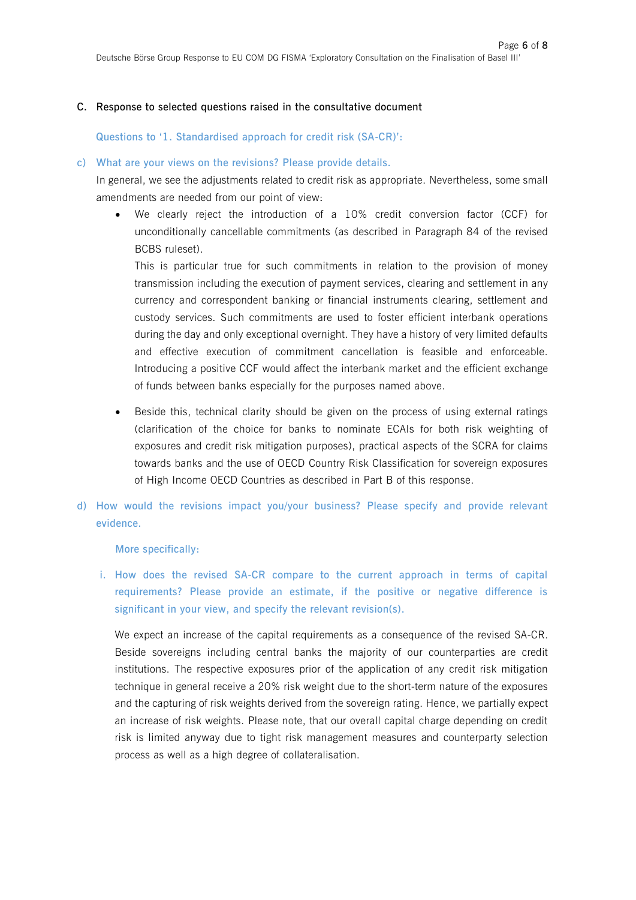## C. Response to selected questions raised in the consultative document

### Questions to '1. Standardised approach for credit risk (SA-CR)':

c) What are your views on the revisions? Please provide details.

In general, we see the adjustments related to credit risk as appropriate. Nevertheless, some small amendments are needed from our point of view:

- We clearly reject the introduction of a 10% credit conversion factor (CCF) for unconditionally cancellable commitments (as described in Paragraph 84 of the revised BCBS ruleset).

  This is particular true for such commitments in relation to the provision of money transmission including the execution of payment services, clearing and settlement in any currency and correspondent banking or financial instruments clearing, settlement and custody services. Such commitments are used to foster efficient interbank operations during the day and only exceptional overnight. They have a history of very limited defaults and effective execution of commitment cancellation is feasible and enforceable. Introducing a positive CCF would affect the interbank market and the efficient exchange of funds between banks especially for the purposes named above.

- Beside this, technical clarity should be given on the process of using external ratings (clarification of the choice for banks to nominate ECAIs for both risk weighting of exposures and credit risk mitigation purposes), practical aspects of the SCRA for claims towards banks and the use of OECD Country Risk Classification for sovereign exposures of High Income OECD Countries as described in Part B of this response.

d) How would the revisions impact you/your business? Please specify and provide relevant evidence.

More specifically:

i. How does the revised SA-CR compare to the current approach in terms of capital requirements? Please provide an estimate, if the positive or negative difference is significant in your view, and specify the relevant revision(s).

We expect an increase of the capital requirements as a consequence of the revised SA-CR. Beside sovereigns including central banks the majority of our counterparties are credit institutions. The respective exposures prior of the application of any credit risk mitigation technique in general receive a 20% risk weight due to the short-term nature of the exposures and the capturing of risk weights derived from the sovereign rating. Hence, we partially expect an increase of risk weights. Please note, that our overall capital charge depending on credit risk is limited anyway due to tight risk management measures and counterparty selection process as well as a high degree of collateralisation.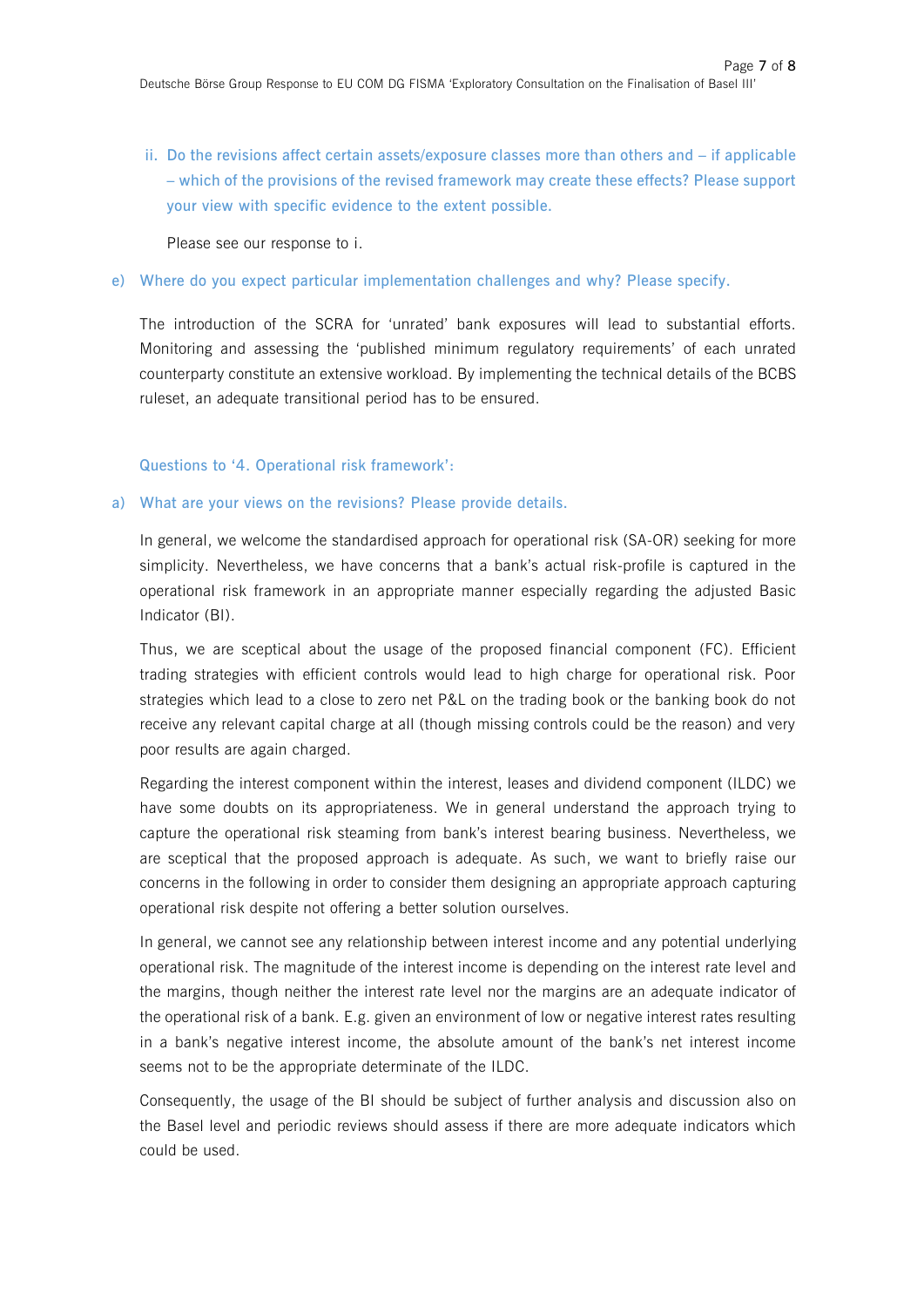ii. **Do the revisions affect certain assets/exposure classes more than others and – if applicable – which of the provisions of the revised framework may create these effects? Please support your view with specific evidence to the extent possible.**

Please see our response to i.

**e) Where do you expect particular implementation challenges and why? Please specify.**

The introduction of the SCRA for 'unrated' bank exposures will lead to substantial efforts. Monitoring and assessing the 'published minimum regulatory requirements' of each unrated counterparty constitute an extensive workload. By implementing the technical details of the BCBS ruleset, an adequate transitional period has to be ensured.

### Questions to '4. Operational risk framework':

**a) What are your views on the revisions? Please provide details.**

In general, we welcome the standardised approach for operational risk (SA-OR) seeking for more simplicity. Nevertheless, we have concerns that a bank's actual risk-profile is captured in the operational risk framework in an appropriate manner especially regarding the adjusted Basic Indicator (BI).

Thus, we are sceptical about the usage of the proposed financial component (FC). Efficient trading strategies with efficient controls would lead to high charge for operational risk. Poor strategies which lead to a close to zero net P&L on the trading book or the banking book do not receive any relevant capital charge at all (though missing controls could be the reason) and very poor results are again charged.

Regarding the interest component within the interest, leases and dividend component (ILDC) we have some doubts on its appropriateness. We in general understand the approach trying to capture the operational risk steaming from bank's interest bearing business. Nevertheless, we are sceptical that the proposed approach is adequate. As such, we want to briefly raise our concerns in the following in order to consider them designing an appropriate approach capturing operational risk despite not offering a better solution ourselves.

In general, we cannot see any relationship between interest income and any potential underlying operational risk. The magnitude of the interest income is depending on the interest rate level and the margins, though neither the interest rate level nor the margins are an adequate indicator of the operational risk of a bank. E.g. given an environment of low or negative interest rates resulting in a bank's negative interest income, the absolute amount of the bank's net interest income seems not to be the appropriate determinate of the ILDC.

Consequently, the usage of the BI should be subject of further analysis and discussion also on the Basel level and periodic reviews should assess if there are more adequate indicators which could be used.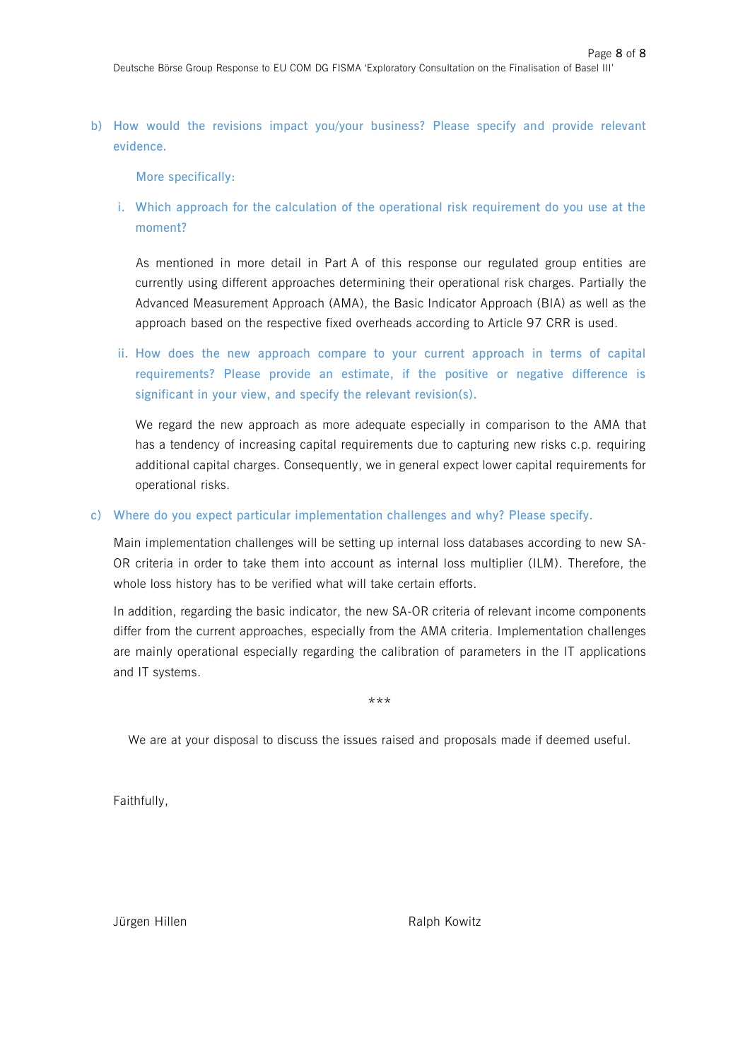b) How would the revisions impact you/your business? Please specify and provide relevant evidence.

More specifically:

i. Which approach for the calculation of the operational risk requirement do you use at the moment?

As mentioned in more detail in Part A of this response our regulated group entities are currently using different approaches determining their operational risk charges. Partially the Advanced Measurement Approach (AMA), the Basic Indicator Approach (BIA) as well as the approach based on the respective fixed overheads according to Article 97 CRR is used.

ii. How does the new approach compare to your current approach in terms of capital requirements? Please provide an estimate, if the positive or negative difference is significant in your view, and specify the relevant revision(s).

We regard the new approach as more adequate especially in comparison to the AMA that has a tendency of increasing capital requirements due to capturing new risks c.p. requiring additional capital charges. Consequently, we in general expect lower capital requirements for operational risks.

c) Where do you expect particular implementation challenges and why? Please specify.

Main implementation challenges will be setting up internal loss databases according to new SA-OR criteria in order to take them into account as internal loss multiplier (ILM). Therefore, the whole loss history has to be verified what will take certain efforts.

In addition, regarding the basic indicator, the new SA-OR criteria of relevant income components differ from the current approaches, especially from the AMA criteria. Implementation challenges are mainly operational especially regarding the calibration of parameters in the IT applications and IT systems.

***

We are at your disposal to discuss the issues raised and proposals made if deemed useful.

Faithfully,

Jürgen Hillen

Ralph Kowitz